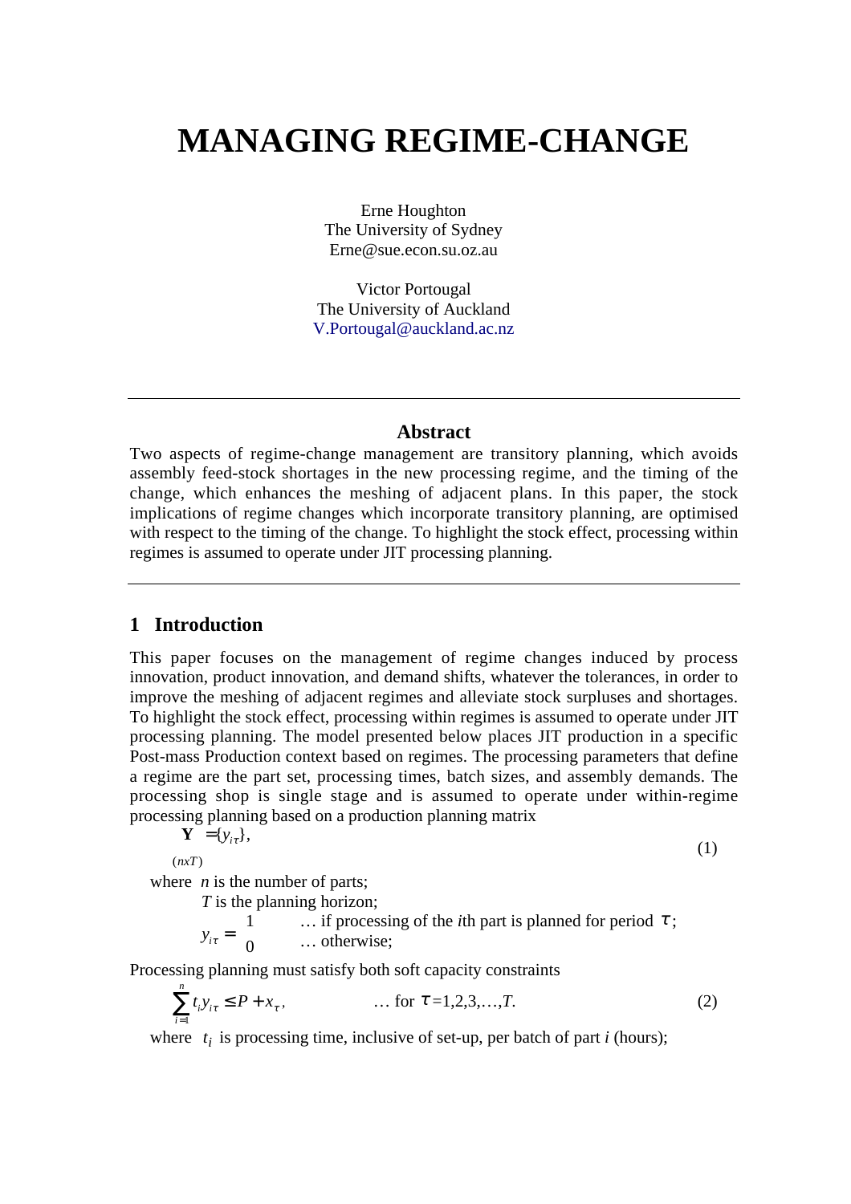# MANAGING REGIME-CHANGE

Erne Houghton
The University of Sydney
Erne@sue.econ.su.oz.au

Victor Portougal
The University of Auckland
V.Portougal@auckland.ac.nz

---

## Abstract

Two aspects of regime-change management are transitory planning, which avoids assembly feed-stock shortages in the new processing regime, and the timing of the change, which enhances the meshing of adjacent plans. In this paper, the stock implications of regime changes which incorporate transitory planning, are optimised with respect to the timing of the change. To highlight the stock effect, processing within regimes is assumed to operate under JIT processing planning.

---

## 1 Introduction

This paper focuses on the management of regime changes induced by process innovation, product innovation, and demand shifts, whatever the tolerances, in order to improve the meshing of adjacent regimes and alleviate stock surpluses and shortages. To highlight the stock effect, processing within regimes is assumed to operate under JIT processing planning. The model presented below places JIT production in a specific Post-mass Production context based on regimes. The processing parameters that define a regime are the part set, processing times, batch sizes, and assembly demands. The processing shop is single stage and is assumed to operate under within-regime processing planning based on a production planning matrix

$$\underset{(nxT)}{\mathbf{Y}} = \{y_{i\tau}\}, \tag{1}$$

where $n$ is the number of parts;
$T$ is the planning horizon;

$$y_{i\tau} = \begin{cases} 1 & \text{... if processing of the } i\text{th part is planned for period } \tau; \\ 0 & \text{... otherwise;} \end{cases}$$

Processing planning must satisfy both soft capacity constraints

$$\sum_{i=1}^{n} t_i y_{i\tau} \leq P + x_\tau, \qquad \text{... for } \tau = 1,2,3,\ldots,T. \tag{2}$$

where $t_i$ is processing time, inclusive of set-up, per batch of part $i$ (hours);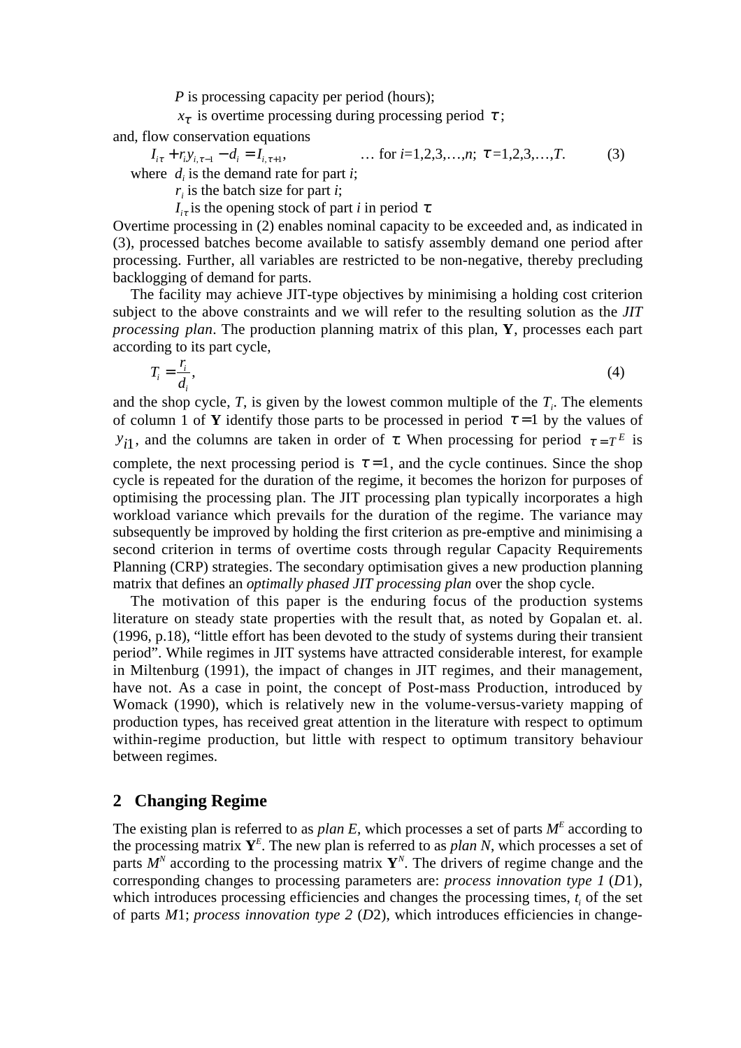$P$ is processing capacity per period (hours);

$x_\tau$ is overtime processing during processing period $\tau$;

and, flow conservation equations

$$I_{i\tau} + r_i y_{i,\tau-1} - d_i = I_{i,\tau+1}, \qquad \ldots \text{ for } i=1,2,3,\ldots,n;\ \tau=1,2,3,\ldots,T. \tag{3}$$

where $d_i$ is the demand rate for part $i$;

$r_i$ is the batch size for part $i$;

$I_{i\tau}$ is the opening stock of part $i$ in period $\tau$.

Overtime processing in (2) enables nominal capacity to be exceeded and, as indicated in (3), processed batches become available to satisfy assembly demand one period after processing. Further, all variables are restricted to be non-negative, thereby precluding backlogging of demand for parts.

The facility may achieve JIT-type objectives by minimising a holding cost criterion subject to the above constraints and we will refer to the resulting solution as the *JIT processing plan*. The production planning matrix of this plan, **Y**, processes each part according to its part cycle,

$$T_i = \frac{r_i}{d_i}, \tag{4}$$

and the shop cycle, $T$, is given by the lowest common multiple of the $T_i$. The elements of column 1 of **Y** identify those parts to be processed in period $\tau = 1$ by the values of $y_{i1}$, and the columns are taken in order of $\tau$. When processing for period $\tau = T^E$ is complete, the next processing period is $\tau = 1$, and the cycle continues. Since the shop cycle is repeated for the duration of the regime, it becomes the horizon for purposes of optimising the processing plan. The JIT processing plan typically incorporates a high workload variance which prevails for the duration of the regime. The variance may subsequently be improved by holding the first criterion as pre-emptive and minimising a second criterion in terms of overtime costs through regular Capacity Requirements Planning (CRP) strategies. The secondary optimisation gives a new production planning matrix that defines an *optimally phased JIT processing plan* over the shop cycle.

The motivation of this paper is the enduring focus of the production systems literature on steady state properties with the result that, as noted by Gopalan et. al. (1996, p.18), "little effort has been devoted to the study of systems during their transient period". While regimes in JIT systems have attracted considerable interest, for example in Miltenburg (1991), the impact of changes in JIT regimes, and their management, have not. As a case in point, the concept of Post-mass Production, introduced by Womack (1990), which is relatively new in the volume-versus-variety mapping of production types, has received great attention in the literature with respect to optimum within-regime production, but little with respect to optimum transitory behaviour between regimes.

## 2 Changing Regime

The existing plan is referred to as *plan E*, which processes a set of parts $M^E$ according to the processing matrix $\mathbf{Y}^E$. The new plan is referred to as *plan N*, which processes a set of parts $M^N$ according to the processing matrix $\mathbf{Y}^N$. The drivers of regime change and the corresponding changes to processing parameters are: *process innovation type 1* ($D1$), which introduces processing efficiencies and changes the processing times, $t_i$ of the set of parts $M1$; *process innovation type 2* ($D2$), which introduces efficiencies in change-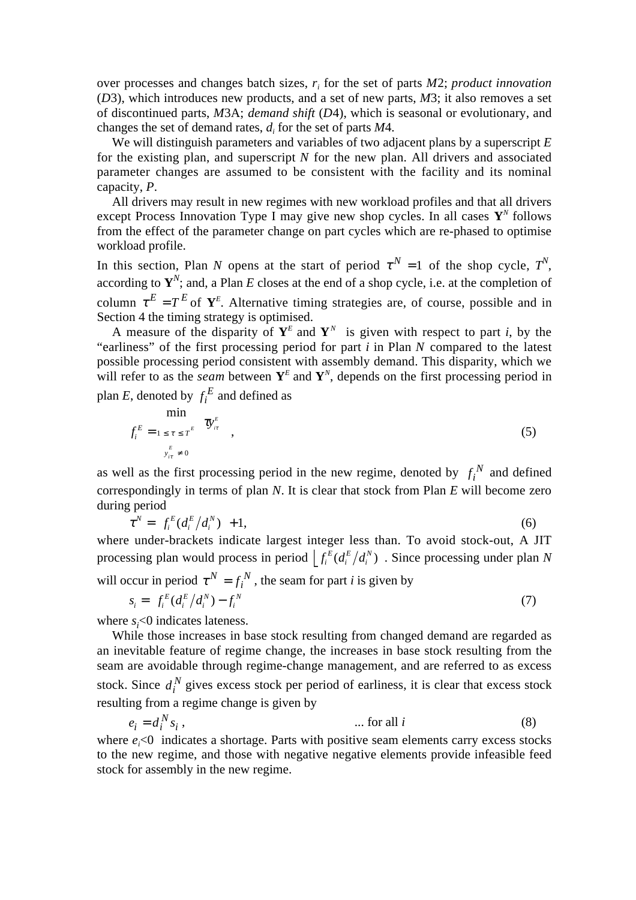over processes and changes batch sizes, $r_i$ for the set of parts $M2$; *product innovation* ($D3$), which introduces new products, and a set of new parts, $M3$; it also removes a set of discontinued parts, $M3A$; *demand shift* ($D4$), which is seasonal or evolutionary, and changes the set of demand rates, $d_i$ for the set of parts $M4$.

We will distinguish parameters and variables of two adjacent plans by a superscript $E$ for the existing plan, and superscript $N$ for the new plan. All drivers and associated parameter changes are assumed to be consistent with the facility and its nominal capacity, $P$.

All drivers may result in new regimes with new workload profiles and that all drivers except Process Innovation Type I may give new shop cycles. In all cases $\mathbf{Y}^N$ follows from the effect of the parameter change on part cycles which are re-phased to optimise workload profile.

In this section, Plan $N$ opens at the start of period $\tau^N = 1$ of the shop cycle, $T^N$, according to $\mathbf{Y}^N$; and, a Plan $E$ closes at the end of a shop cycle, i.e. at the completion of column $\tau^E = T^E$ of $\mathbf{Y}^E$. Alternative timing strategies are, of course, possible and in Section 4 the timing strategy is optimised.

A measure of the disparity of $\mathbf{Y}^E$ and $\mathbf{Y}^N$ is given with respect to part $i$, by the "earliness" of the first processing period for part $i$ in Plan $N$ compared to the latest possible processing period consistent with assembly demand. This disparity, which we will refer to as the *seam* between $\mathbf{Y}^E$ and $\mathbf{Y}^N$, depends on the first processing period in plan $E$, denoted by $f_i^E$ and defined as

$$f_i^E = \min_{\substack{1 \le \tau \le T^E \\ y_{i\tau}^E \ne 0}} \tau y_{i\tau}^E \quad , \tag{5}$$

as well as the first processing period in the new regime, denoted by $f_i^N$ and defined correspondingly in terms of plan $N$. It is clear that stock from Plan $E$ will become zero during period

$$\tau^N = \lfloor f_i^E (d_i^E / d_i^N) \rfloor + 1, \tag{6}$$

where under-brackets indicate largest integer less than. To avoid stock-out, A JIT processing plan would process in period $\lfloor f_i^E (d_i^E / d_i^N) \rfloor$. Since processing under plan $N$ will occur in period $\tau^N = f_i^N$, the seam for part $i$ is given by

$$s_i = \lfloor f_i^E (d_i^E / d_i^N) \rfloor - f_i^N \tag{7}$$

where $s_i < 0$ indicates lateness.

While those increases in base stock resulting from changed demand are regarded as an inevitable feature of regime change, the increases in base stock resulting from the seam are avoidable through regime-change management, and are referred to as excess stock. Since $d_i^N$ gives excess stock per period of earliness, it is clear that excess stock resulting from a regime change is given by

$$e_i = d_i^N s_i \, , \qquad \text{... for all } i \tag{8}$$

where $e_i < 0$ indicates a shortage. Parts with positive seam elements carry excess stocks to the new regime, and those with negative negative elements provide infeasible feed stock for assembly in the new regime.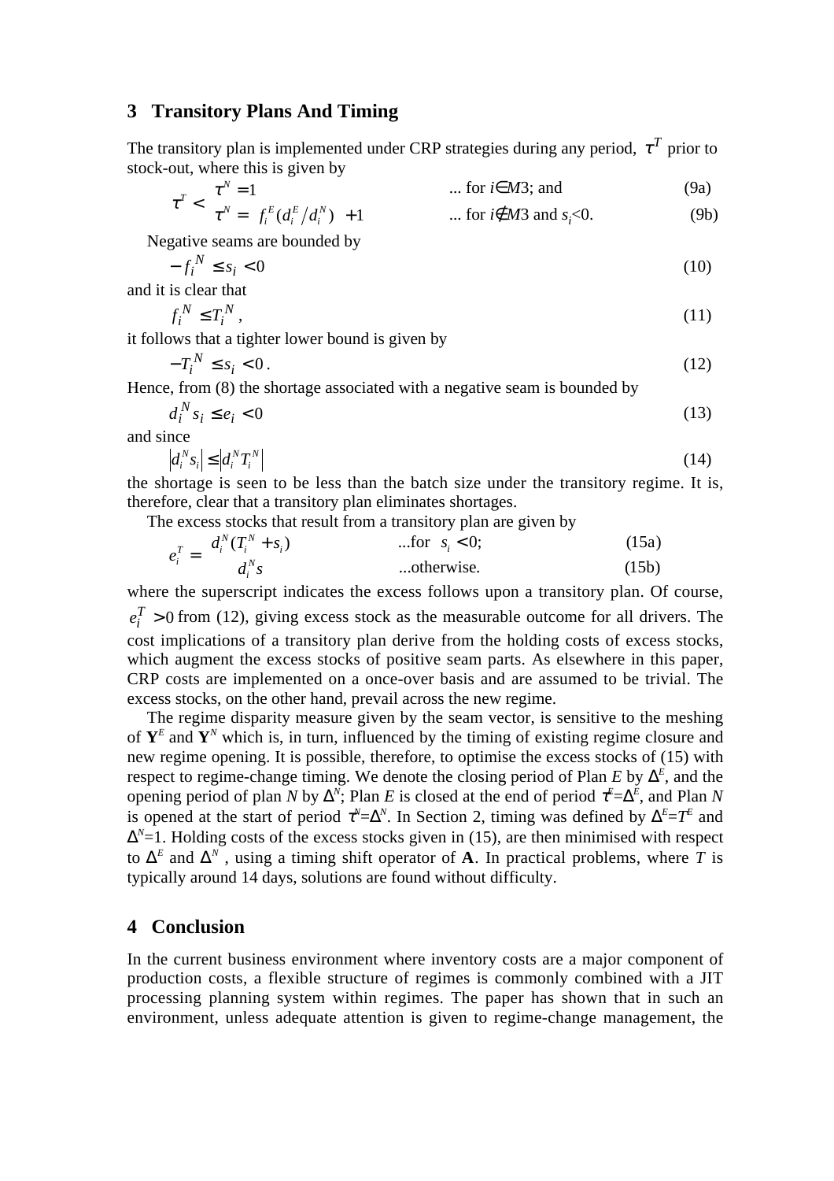## 3 Transitory Plans And Timing

The transitory plan is implemented under CRP strategies during any period, $\tau^T$ prior to stock-out, where this is given by

$$\tau^T < \begin{cases} \tau^N = 1 & \text{... for } i \in M3\text{; and} \quad (9a) \\ \tau^N = \left\lfloor f_i^E (d_i^E / d_i^N) \right\rfloor + 1 & \text{... for } i \notin M3 \text{ and } s_i < 0. \quad (9b) \end{cases}$$

Negative seams are bounded by

$$-f_i^N \le s_i < 0 \tag{10}$$

and it is clear that

$$f_i^N \le T_i^N, \tag{11}$$

it follows that a tighter lower bound is given by

$$-T_i^N \le s_i < 0. \tag{12}$$

Hence, from (8) the shortage associated with a negative seam is bounded by

$$d_i^N s_i \le e_i < 0 \tag{13}$$

and since

$$\left| d_i^N s_i \right| \le \left| d_i^N T_i^N \right| \tag{14}$$

the shortage is seen to be less than the batch size under the transitory regime. It is, therefore, clear that a transitory plan eliminates shortages.

The excess stocks that result from a transitory plan are given by

$$e_i^T = \begin{cases} d_i^N (T_i^N + s_i) & \text{...for } s_i < 0; \quad (15a) \\ d_i^N s & \text{...otherwise.} \quad (15b) \end{cases}$$

where the superscript indicates the excess follows upon a transitory plan. Of course, $e_i^T > 0$ from (12), giving excess stock as the measurable outcome for all drivers. The cost implications of a transitory plan derive from the holding costs of excess stocks, which augment the excess stocks of positive seam parts. As elsewhere in this paper, CRP costs are implemented on a once-over basis and are assumed to be trivial. The excess stocks, on the other hand, prevail across the new regime.

The regime disparity measure given by the seam vector, is sensitive to the meshing of $\mathbf{Y}^E$ and $\mathbf{Y}^N$ which is, in turn, influenced by the timing of existing regime closure and new regime opening. It is possible, therefore, to optimise the excess stocks of (15) with respect to regime-change timing. We denote the closing period of Plan $E$ by $\Delta^E$, and the opening period of plan $N$ by $\Delta^N$; Plan $E$ is closed at the end of period $\tau^E = \Delta^E$, and Plan $N$ is opened at the start of period $\tau^N = \Delta^N$. In Section 2, timing was defined by $\Delta^E = T^E$ and $\Delta^N = 1$. Holding costs of the excess stocks given in (15), are then minimised with respect to $\Delta^E$ and $\Delta^N$, using a timing shift operator of $\mathbf{A}$. In practical problems, where $T$ is typically around 14 days, solutions are found without difficulty.

## 4 Conclusion

In the current business environment where inventory costs are a major component of production costs, a flexible structure of regimes is commonly combined with a JIT processing planning system within regimes. The paper has shown that in such an environment, unless adequate attention is given to regime-change management, the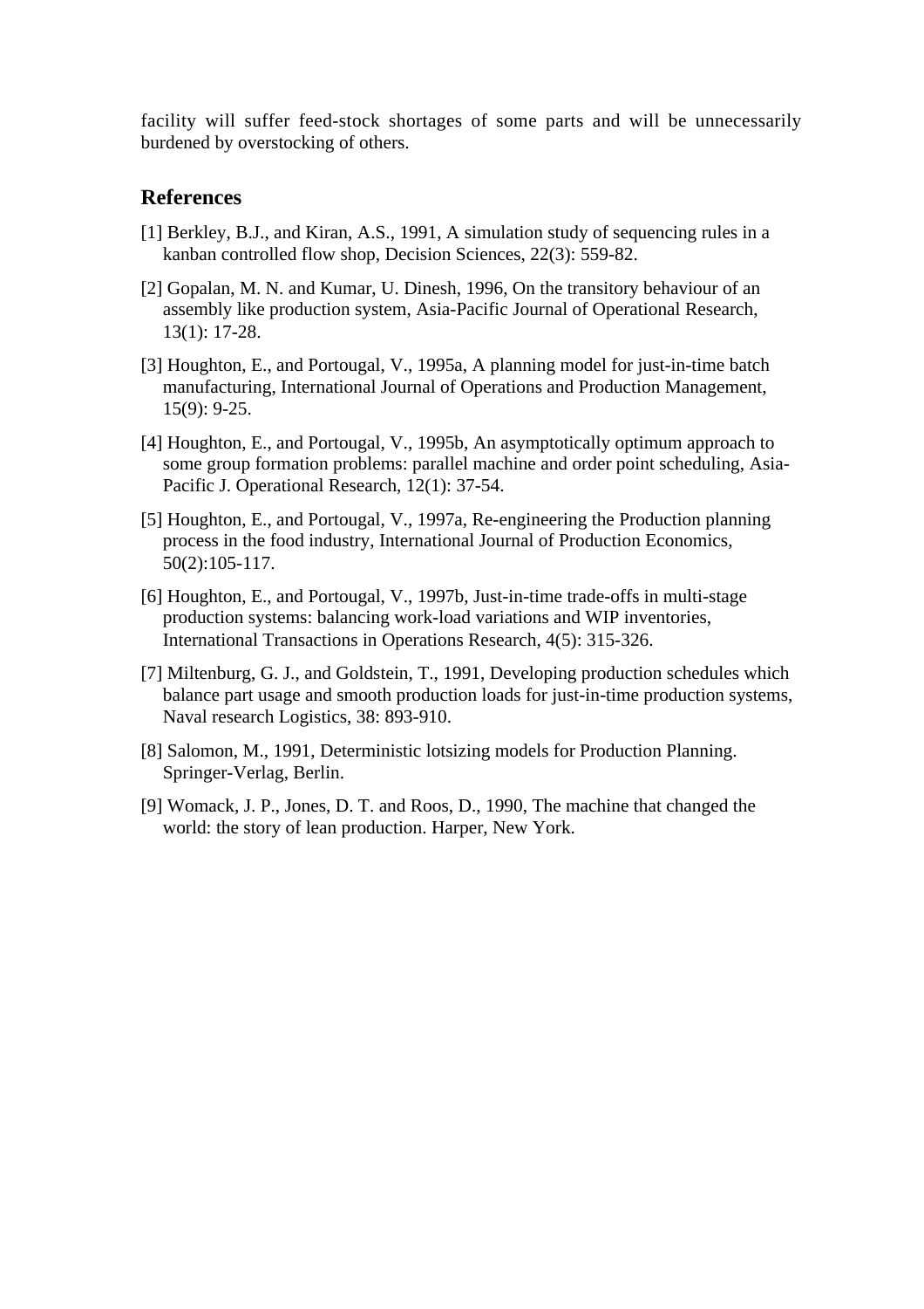facility will suffer feed-stock shortages of some parts and will be unnecessarily burdened by overstocking of others.

## References

[1] Berkley, B.J., and Kiran, A.S., 1991, A simulation study of sequencing rules in a kanban controlled flow shop, Decision Sciences, 22(3): 559-82.

[2] Gopalan, M. N. and Kumar, U. Dinesh, 1996, On the transitory behaviour of an assembly like production system, Asia-Pacific Journal of Operational Research, 13(1): 17-28.

[3] Houghton, E., and Portougal, V., 1995a, A planning model for just-in-time batch manufacturing, International Journal of Operations and Production Management, 15(9): 9-25.

[4] Houghton, E., and Portougal, V., 1995b, An asymptotically optimum approach to some group formation problems: parallel machine and order point scheduling, Asia-Pacific J. Operational Research, 12(1): 37-54.

[5] Houghton, E., and Portougal, V., 1997a, Re-engineering the Production planning process in the food industry, International Journal of Production Economics, 50(2):105-117.

[6] Houghton, E., and Portougal, V., 1997b, Just-in-time trade-offs in multi-stage production systems: balancing work-load variations and WIP inventories, International Transactions in Operations Research, 4(5): 315-326.

[7] Miltenburg, G. J., and Goldstein, T., 1991, Developing production schedules which balance part usage and smooth production loads for just-in-time production systems, Naval research Logistics, 38: 893-910.

[8] Salomon, M., 1991, Deterministic lotsizing models for Production Planning. Springer-Verlag, Berlin.

[9] Womack, J. P., Jones, D. T. and Roos, D., 1990, The machine that changed the world: the story of lean production. Harper, New York.